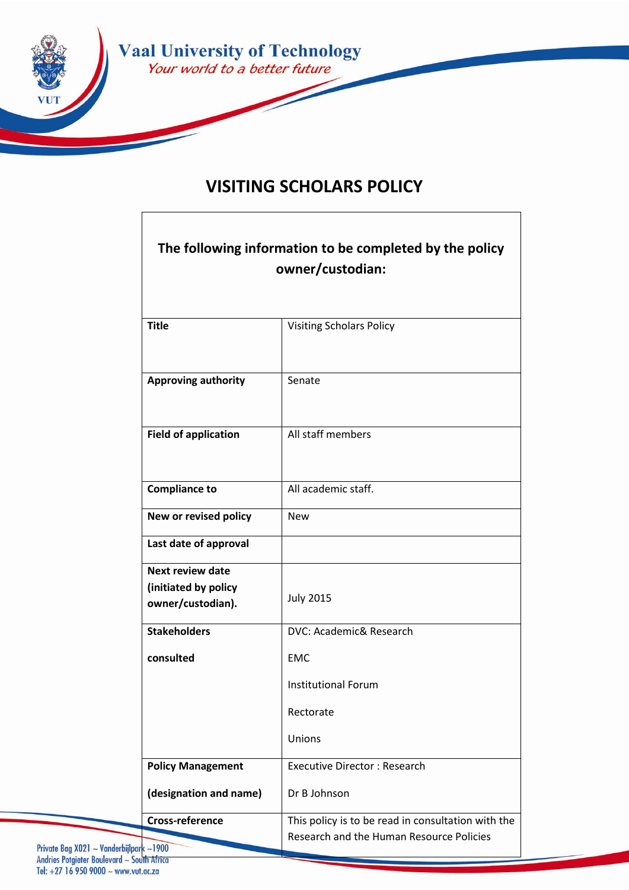# VISITING SCHOLARS POLICY

| The following information to be completed by the policy owner/custodian: | |
|---|---|
| **Title** | Visiting Scholars Policy |
| **Approving authority** | Senate |
| **Field of application** | All staff members |
| **Compliance to** | All academic staff. |
| **New or revised policy** | New |
| **Last date of approval** | |
| **Next review date (initiated by policy owner/custodian).** | July 2015 |
| **Stakeholders consulted** | DVC: Academic& Research<br>EMC<br>Institutional Forum<br>Rectorate<br>Unions |
| **Policy Management (designation and name)** | Executive Director : Research<br>Dr B Johnson |
| **Cross-reference** | This policy is to be read in consultation with the Research and the Human Resource Policies |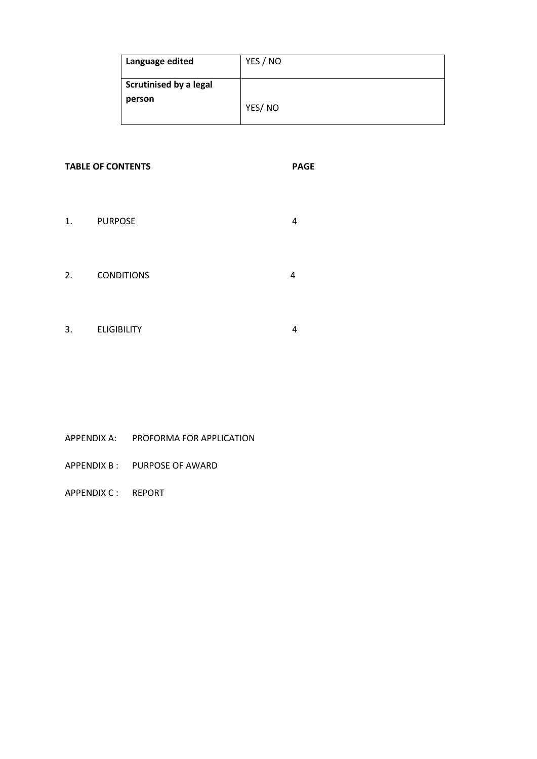| Language edited | YES / NO |
|---|---|
| Scrutinised by a legal person | YES/ NO |

**TABLE OF CONTENTS** **PAGE**

| | | |
|---|---|---|
| 1. | PURPOSE | 4 |
| 2. | CONDITIONS | 4 |
| 3. | ELIGIBILITY | 4 |

APPENDIX A: PROFORMA FOR APPLICATION

APPENDIX B : PURPOSE OF AWARD

APPENDIX C : REPORT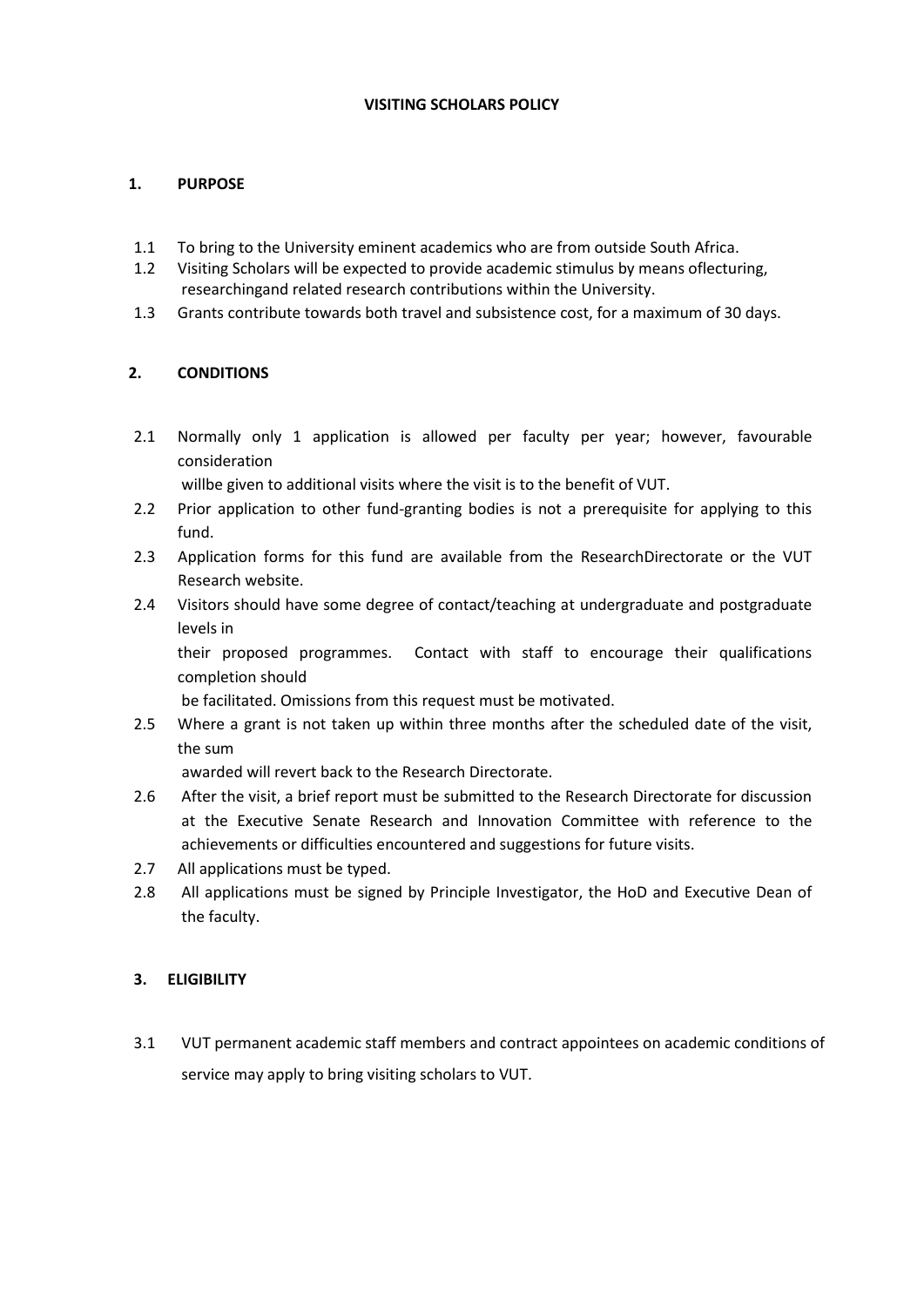# VISITING SCHOLARS POLICY

## 1. PURPOSE

1.1 To bring to the University eminent academics who are from outside South Africa.

1.2 Visiting Scholars will be expected to provide academic stimulus by means oflecturing, researchingand related research contributions within the University.

1.3 Grants contribute towards both travel and subsistence cost, for a maximum of 30 days.

## 2. CONDITIONS

2.1 Normally only 1 application is allowed per faculty per year; however, favourable consideration willbe given to additional visits where the visit is to the benefit of VUT.

2.2 Prior application to other fund-granting bodies is not a prerequisite for applying to this fund.

2.3 Application forms for this fund are available from the ResearchDirectorate or the VUT Research website.

2.4 Visitors should have some degree of contact/teaching at undergraduate and postgraduate levels in their proposed programmes. Contact with staff to encourage their qualifications completion should be facilitated. Omissions from this request must be motivated.

2.5 Where a grant is not taken up within three months after the scheduled date of the visit, the sum awarded will revert back to the Research Directorate.

2.6 After the visit, a brief report must be submitted to the Research Directorate for discussion at the Executive Senate Research and Innovation Committee with reference to the achievements or difficulties encountered and suggestions for future visits.

2.7 All applications must be typed.

2.8 All applications must be signed by Principle Investigator, the HoD and Executive Dean of the faculty.

## 3. ELIGIBILITY

3.1 VUT permanent academic staff members and contract appointees on academic conditions of service may apply to bring visiting scholars to VUT.